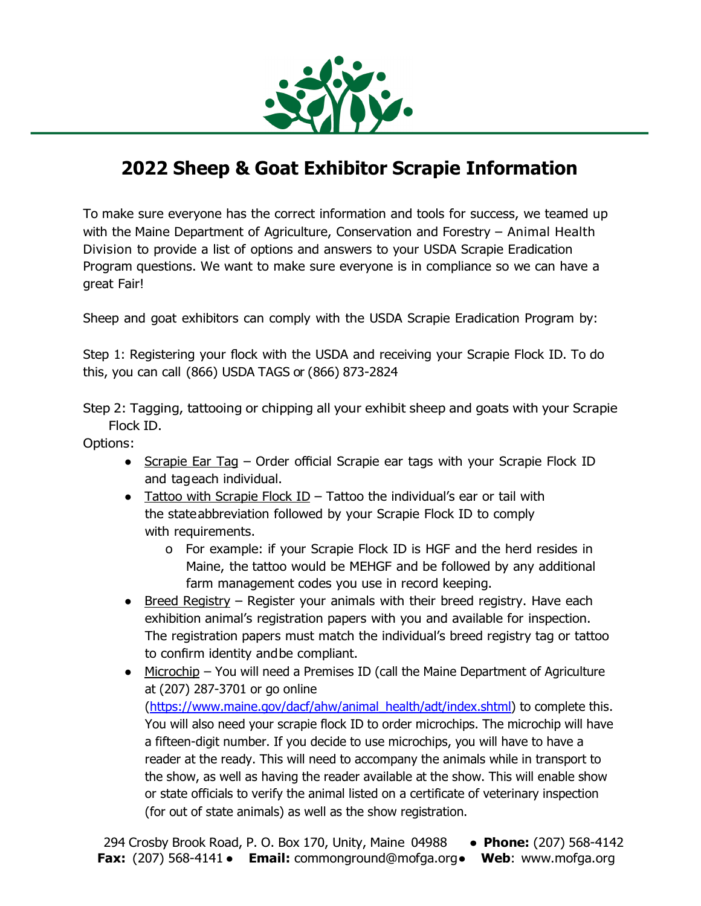# 2022 Sheep & Goat Exhibitor Scrapie Information

To make sure everyone has the correct information and tools for success, we teamed up with the Maine Department of Agriculture, Conservation and Forestry – Animal Health Division to provide a list of options and answers to your USDA Scrapie Eradication Program questions. We want to make sure everyone is in compliance so we can have a great Fair!

Sheep and goat exhibitors can comply with the USDA Scrapie Eradication Program by:

Step 1: Registering your flock with the USDA and receiving your Scrapie Flock ID. To do this, you can call (866) USDA TAGS or (866) 873-2824

Step 2: Tagging, tattooing or chipping all your exhibit sheep and goats with your Scrapie Flock ID.

Options:

- Scrapie Ear Tag – Order official Scrapie ear tags with your Scrapie Flock ID and tag each individual.
- Tattoo with Scrapie Flock ID – Tattoo the individual's ear or tail with the state abbreviation followed by your Scrapie Flock ID to comply with requirements.
    - For example: if your Scrapie Flock ID is HGF and the herd resides in Maine, the tattoo would be MEHGF and be followed by any additional farm management codes you use in record keeping.
- Breed Registry – Register your animals with their breed registry. Have each exhibition animal's registration papers with you and available for inspection. The registration papers must match the individual's breed registry tag or tattoo to confirm identity and be compliant.
- Microchip – You will need a Premises ID (call the Maine Department of Agriculture at (207) 287-3701 or go online (https://www.maine.gov/dacf/ahw/animal_health/adt/index.shtml) to complete this. You will also need your scrapie flock ID to order microchips. The microchip will have a fifteen-digit number. If you decide to use microchips, you will have to have a reader at the ready. This will need to accompany the animals while in transport to the show, as well as having the reader available at the show. This will enable show or state officials to verify the animal listed on a certificate of veterinary inspection (for out of state animals) as well as the show registration.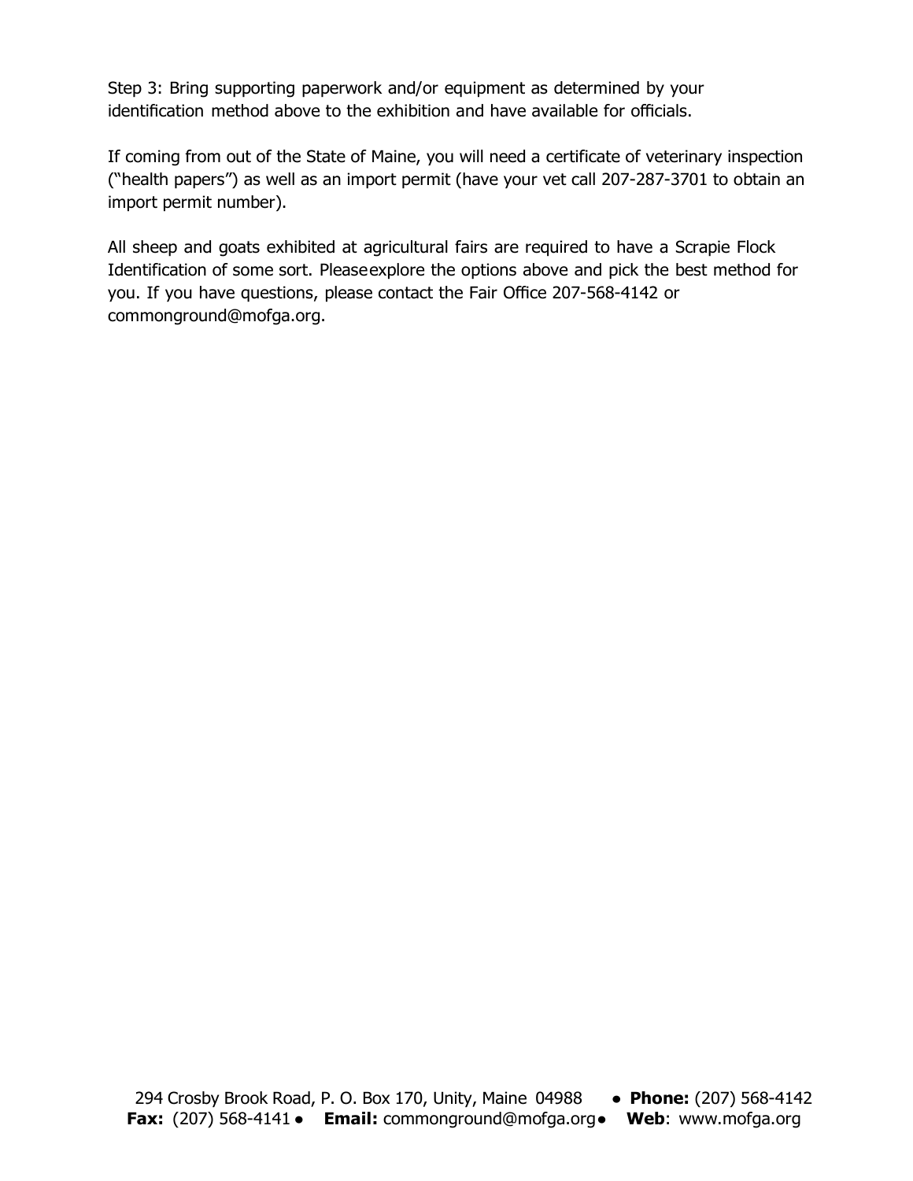Step 3: Bring supporting paperwork and/or equipment as determined by your identification method above to the exhibition and have available for officials.

If coming from out of the State of Maine, you will need a certificate of veterinary inspection ("health papers") as well as an import permit (have your vet call 207-287-3701 to obtain an import permit number).

All sheep and goats exhibited at agricultural fairs are required to have a Scrapie Flock Identification of some sort. Please explore the options above and pick the best method for you. If you have questions, please contact the Fair Office 207-568-4142 or commonground@mofga.org.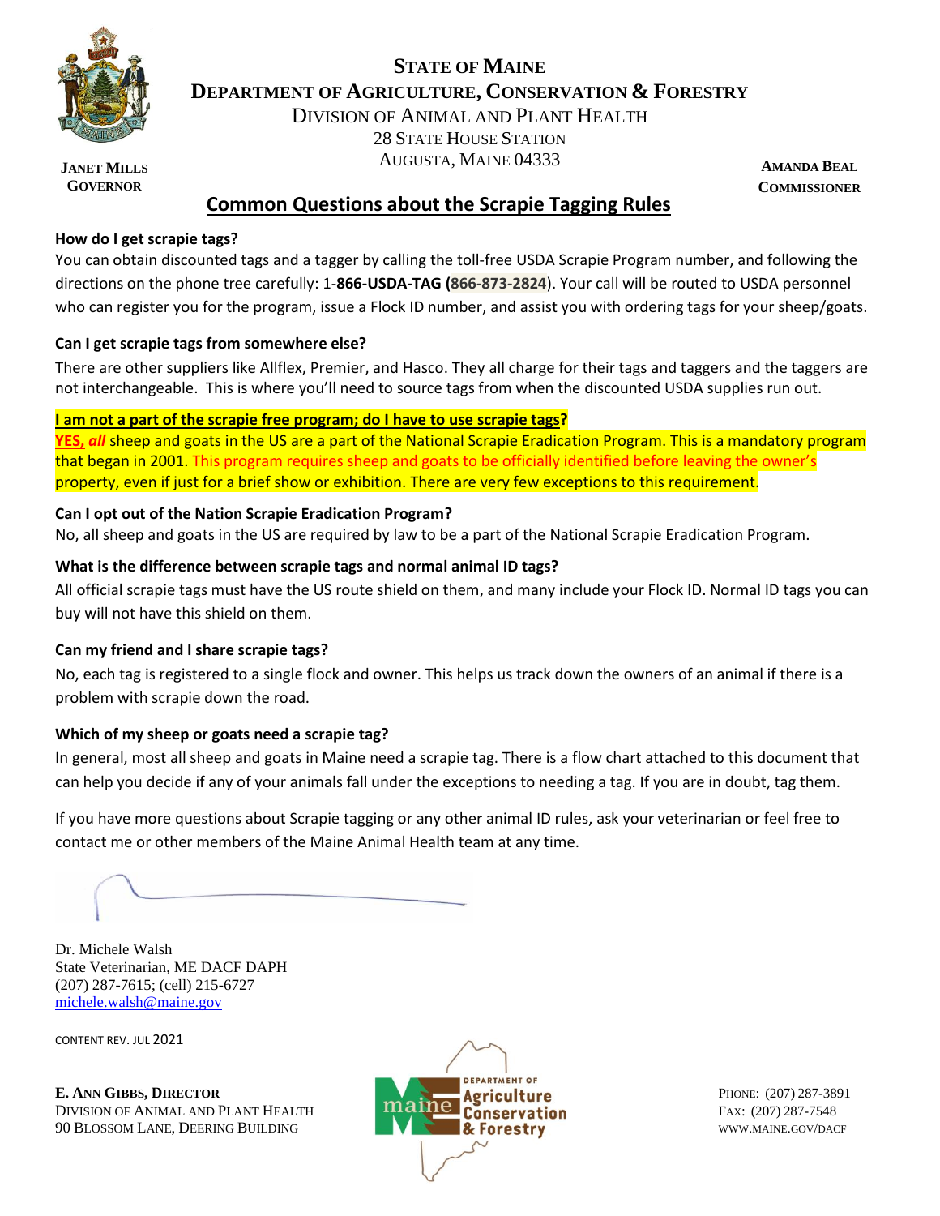**STATE OF MAINE**
**DEPARTMENT OF AGRICULTURE, CONSERVATION & FORESTRY**
DIVISION OF ANIMAL AND PLANT HEALTH
28 STATE HOUSE STATION
AUGUSTA, MAINE 04333

**JANET MILLS**
**GOVERNOR**

**AMANDA BEAL**
**COMMISSIONER**

## Common Questions about the Scrapie Tagging Rules

**How do I get scrapie tags?**

You can obtain discounted tags and a tagger by calling the toll-free USDA Scrapie Program number, and following the directions on the phone tree carefully: 1-**866-USDA-TAG (866-873-2824**). Your call will be routed to USDA personnel who can register you for the program, issue a Flock ID number, and assist you with ordering tags for your sheep/goats.

**Can I get scrapie tags from somewhere else?**

There are other suppliers like Allflex, Premier, and Hasco. They all charge for their tags and taggers and the taggers are not interchangeable. This is where you'll need to source tags from when the discounted USDA supplies run out.

**I am not a part of the scrapie free program; do I have to use scrapie tags?**

**YES,** ***all*** sheep and goats in the US are a part of the National Scrapie Eradication Program. This is a mandatory program that began in 2001. This program requires sheep and goats to be officially identified before leaving the owner's property, even if just for a brief show or exhibition. There are very few exceptions to this requirement.

**Can I opt out of the Nation Scrapie Eradication Program?**

No, all sheep and goats in the US are required by law to be a part of the National Scrapie Eradication Program.

**What is the difference between scrapie tags and normal animal ID tags?**

All official scrapie tags must have the US route shield on them, and many include your Flock ID. Normal ID tags you can buy will not have this shield on them.

**Can my friend and I share scrapie tags?**

No, each tag is registered to a single flock and owner. This helps us track down the owners of an animal if there is a problem with scrapie down the road.

**Which of my sheep or goats need a scrapie tag?**

In general, most all sheep and goats in Maine need a scrapie tag. There is a flow chart attached to this document that can help you decide if any of your animals fall under the exceptions to needing a tag. If you are in doubt, tag them.

If you have more questions about Scrapie tagging or any other animal ID rules, ask your veterinarian or feel free to contact me or other members of the Maine Animal Health team at any time.

Dr. Michele Walsh
State Veterinarian, ME DACF DAPH
(207) 287-7615; (cell) 215-6727
michele.walsh@maine.gov

CONTENT REV. JUL 2021

**E. ANN GIBBS, DIRECTOR**
DIVISION OF ANIMAL AND PLANT HEALTH
90 BLOSSOM LANE, DEERING BUILDING

PHONE: (207) 287-3891
FAX: (207) 287-7548
WWW.MAINE.GOV/DACF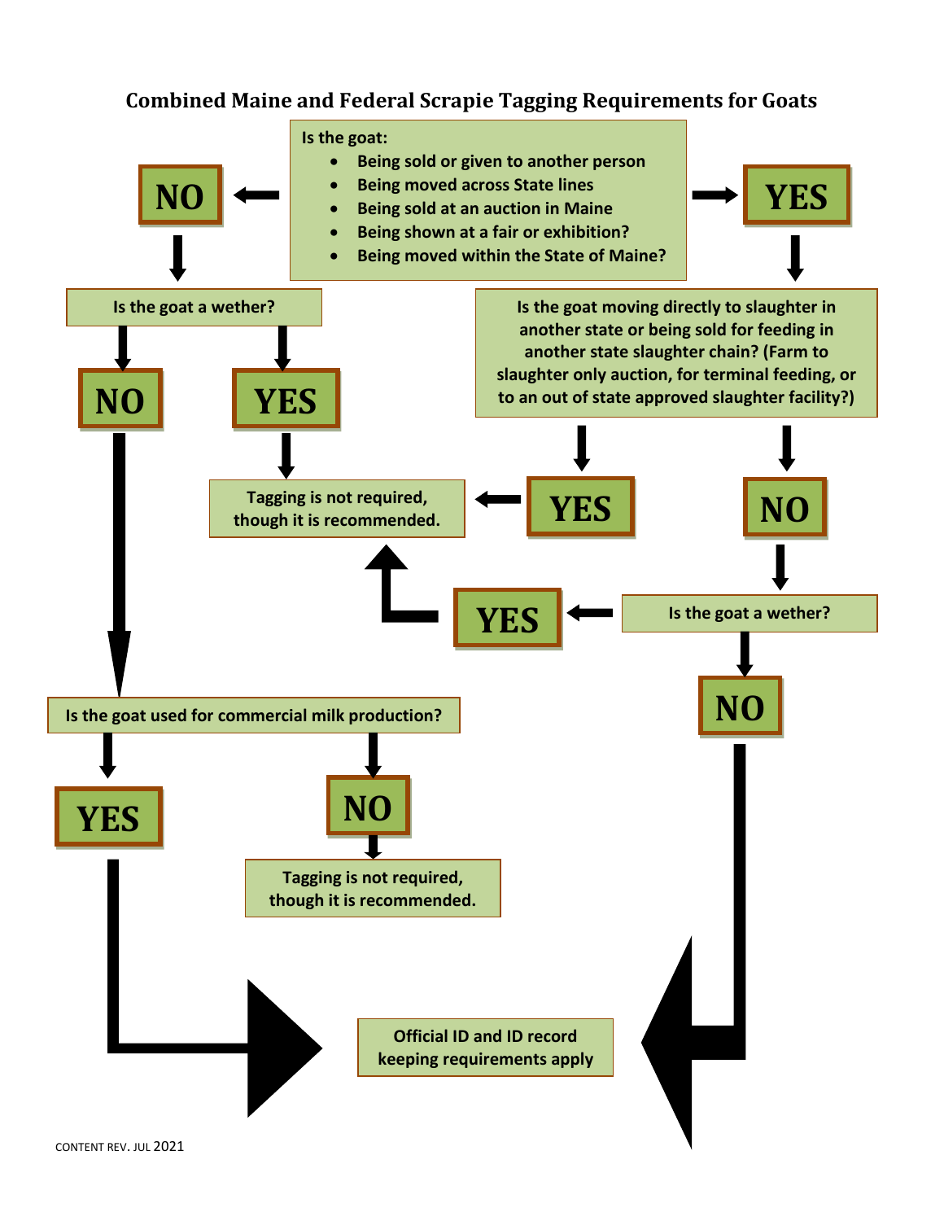# Combined Maine and Federal Scrapie Tagging Requirements for Goats

**Is the goat:**

- Being sold or given to another person
- Being moved across State lines
- Being sold at an auction in Maine
- Being shown at a fair or exhibition?
- Being moved within the State of Maine?

**NO** → Is the goat a wether?

- **NO** → Is the goat used for commercial milk production?
  - **YES** → Official ID and ID record keeping requirements apply
  - **NO** → Tagging is not required, though it is recommended.
- **YES** → Tagging is not required, though it is recommended.

**YES** → Is the goat moving directly to slaughter in another state or being sold for feeding in another state slaughter chain? (Farm to slaughter only auction, for terminal feeding, or to an out of state approved slaughter facility?)

- **YES** → Tagging is not required, though it is recommended.
- **NO** → Is the goat a wether?
  - **YES** → Tagging is not required, though it is recommended.
  - **NO** → Official ID and ID record keeping requirements apply

CONTENT REV. JUL 2021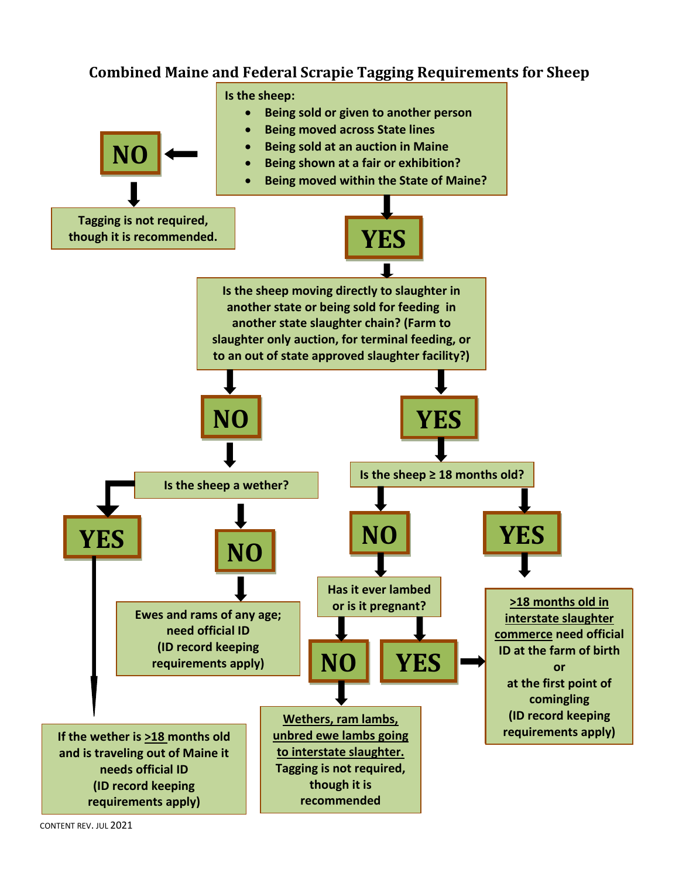## Combined Maine and Federal Scrapie Tagging Requirements for Sheep

**Is the sheep:**

- Being sold or given to another person
- Being moved across State lines
- Being sold at an auction in Maine
- Being shown at a fair or exhibition?
- Being moved within the State of Maine?

**NO**

Tagging is not required, though it is recommended.

**YES**

Is the sheep moving directly to slaughter in another state or being sold for feeding in another state slaughter chain? (Farm to slaughter only auction, for terminal feeding, or to an out of state approved slaughter facility?)

**NO**

Is the sheep a wether?

**YES**

If the wether is >18 months old and is traveling out of Maine it needs official ID (ID record keeping requirements apply)

**NO**

Ewes and rams of any age; need official ID (ID record keeping requirements apply)

**YES**

Is the sheep ≥ 18 months old?

**NO**

Has it ever lambed or is it pregnant?

**NO**

Wethers, ram lambs, unbred ewe lambs going to interstate slaughter. Tagging is not required, though it is recommended

**YES**

>18 months old in interstate slaughter commerce need official ID at the farm of birth or at the first point of comingling (ID record keeping requirements apply)

**YES**

>18 months old in interstate slaughter commerce need official ID at the farm of birth or at the first point of comingling (ID record keeping requirements apply)

CONTENT REV. JUL 2021